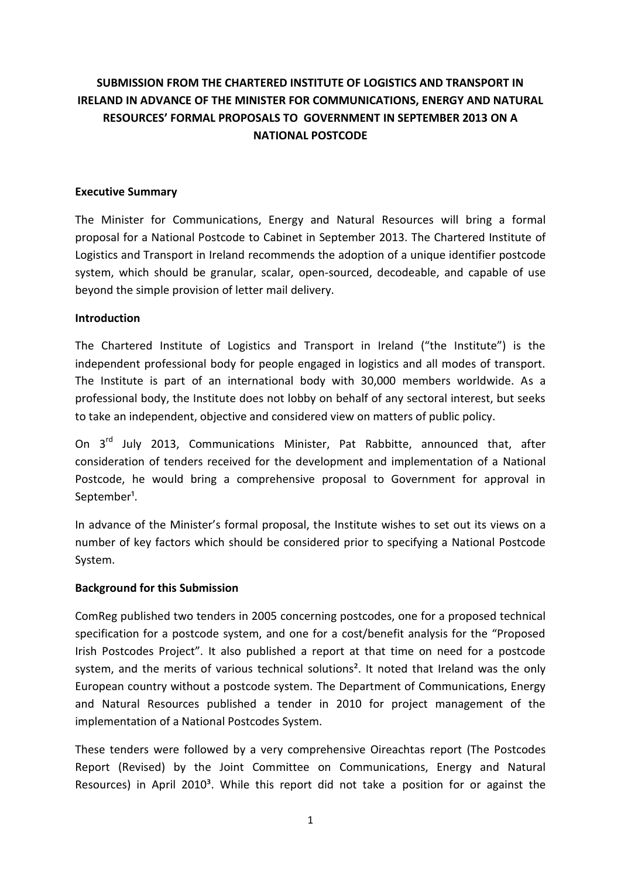# SUBMISSION FROM THE CHARTERED INSTITUTE OF LOGISTICS AND TRANSPORT IN IRELAND IN ADVANCE OF THE MINISTER FOR COMMUNICATIONS, ENERGY AND NATURAL RESOURCES' FORMAL PROPOSALS TO GOVERNMENT IN SEPTEMBER 2013 ON A NATIONAL POSTCODE

## Executive Summary

The Minister for Communications, Energy and Natural Resources will bring a formal proposal for a National Postcode to Cabinet in September 2013. The Chartered Institute of Logistics and Transport in Ireland recommends the adoption of a unique identifier postcode system, which should be granular, scalar, open-sourced, decodeable, and capable of use beyond the simple provision of letter mail delivery.

## Introduction

The Chartered Institute of Logistics and Transport in Ireland ("the Institute") is the independent professional body for people engaged in logistics and all modes of transport. The Institute is part of an international body with 30,000 members worldwide. As a professional body, the Institute does not lobby on behalf of any sectoral interest, but seeks to take an independent, objective and considered view on matters of public policy.

On 3rd July 2013, Communications Minister, Pat Rabbitte, announced that, after consideration of tenders received for the development and implementation of a National Postcode, he would bring a comprehensive proposal to Government for approval in September[1].

In advance of the Minister's formal proposal, the Institute wishes to set out its views on a number of key factors which should be considered prior to specifying a National Postcode System.

## Background for this Submission

ComReg published two tenders in 2005 concerning postcodes, one for a proposed technical specification for a postcode system, and one for a cost/benefit analysis for the "Proposed Irish Postcodes Project". It also published a report at that time on need for a postcode system, and the merits of various technical solutions[2]. It noted that Ireland was the only European country without a postcode system. The Department of Communications, Energy and Natural Resources published a tender in 2010 for project management of the implementation of a National Postcodes System.

These tenders were followed by a very comprehensive Oireachtas report (The Postcodes Report (Revised) by the Joint Committee on Communications, Energy and Natural Resources) in April 2010[3]. While this report did not take a position for or against the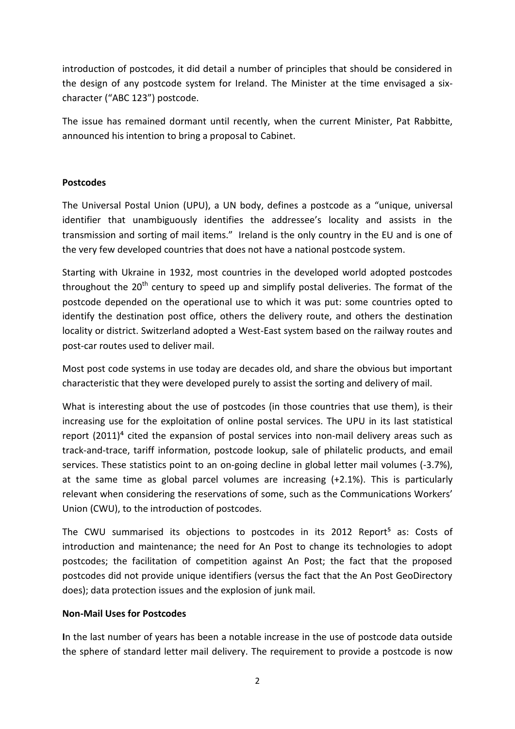introduction of postcodes, it did detail a number of principles that should be considered in the design of any postcode system for Ireland. The Minister at the time envisaged a six-character ("ABC 123") postcode.

The issue has remained dormant until recently, when the current Minister, Pat Rabbitte, announced his intention to bring a proposal to Cabinet.

**Postcodes**

The Universal Postal Union (UPU), a UN body, defines a postcode as a "unique, universal identifier that unambiguously identifies the addressee's locality and assists in the transmission and sorting of mail items." Ireland is the only country in the EU and is one of the very few developed countries that does not have a national postcode system.

Starting with Ukraine in 1932, most countries in the developed world adopted postcodes throughout the 20th century to speed up and simplify postal deliveries. The format of the postcode depended on the operational use to which it was put: some countries opted to identify the destination post office, others the delivery route, and others the destination locality or district. Switzerland adopted a West-East system based on the railway routes and post-car routes used to deliver mail.

Most post code systems in use today are decades old, and share the obvious but important characteristic that they were developed purely to assist the sorting and delivery of mail.

What is interesting about the use of postcodes (in those countries that use them), is their increasing use for the exploitation of online postal services. The UPU in its last statistical report (2011)[4] cited the expansion of postal services into non-mail delivery areas such as track-and-trace, tariff information, postcode lookup, sale of philatelic products, and email services. These statistics point to an on-going decline in global letter mail volumes (-3.7%), at the same time as global parcel volumes are increasing (+2.1%). This is particularly relevant when considering the reservations of some, such as the Communications Workers' Union (CWU), to the introduction of postcodes.

The CWU summarised its objections to postcodes in its 2012 Report[5] as: Costs of introduction and maintenance; the need for An Post to change its technologies to adopt postcodes; the facilitation of competition against An Post; the fact that the proposed postcodes did not provide unique identifiers (versus the fact that the An Post GeoDirectory does); data protection issues and the explosion of junk mail.

**Non-Mail Uses for Postcodes**

**I**n the last number of years has been a notable increase in the use of postcode data outside the sphere of standard letter mail delivery. The requirement to provide a postcode is now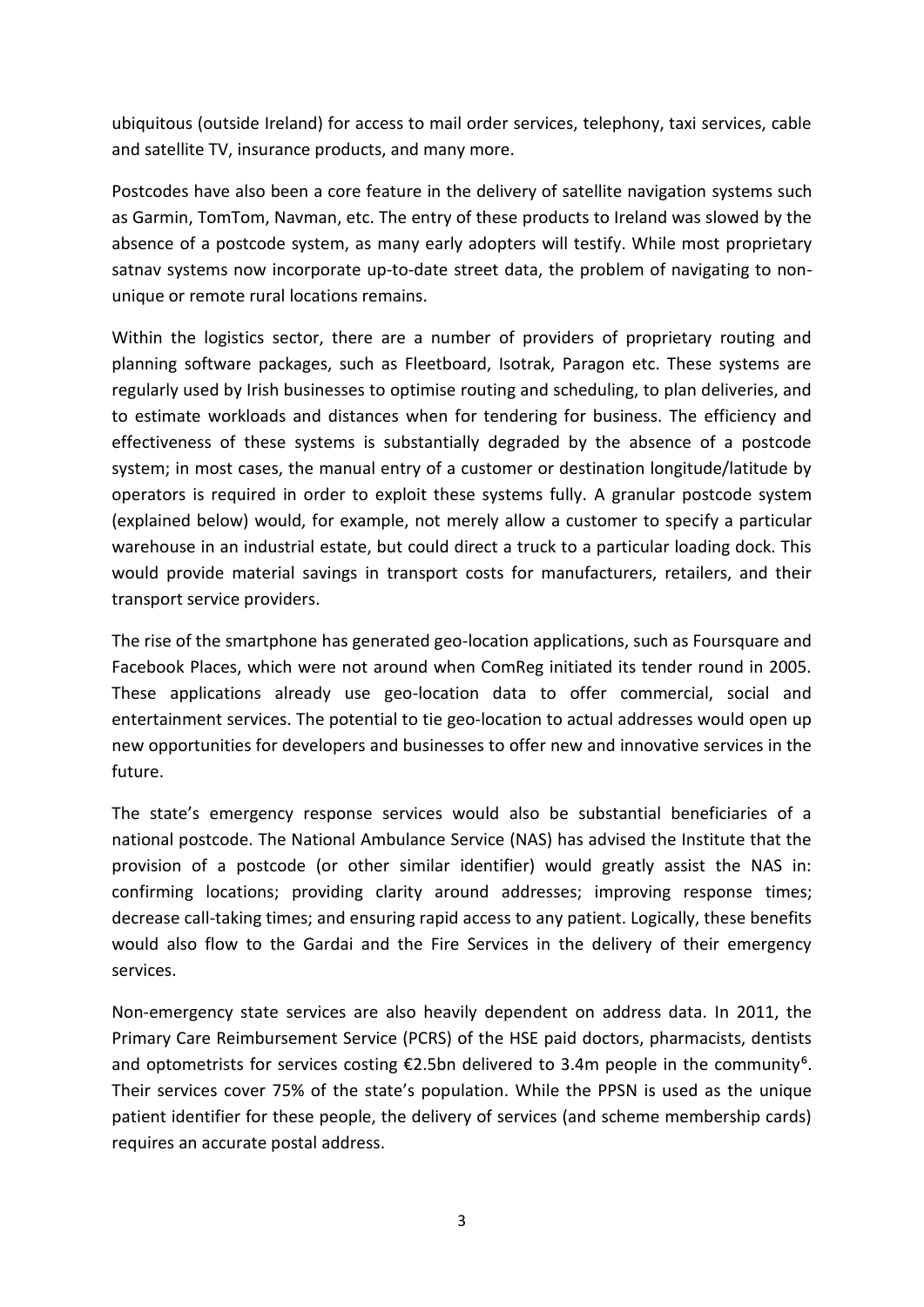ubiquitous (outside Ireland) for access to mail order services, telephony, taxi services, cable and satellite TV, insurance products, and many more.

Postcodes have also been a core feature in the delivery of satellite navigation systems such as Garmin, TomTom, Navman, etc. The entry of these products to Ireland was slowed by the absence of a postcode system, as many early adopters will testify. While most proprietary satnav systems now incorporate up-to-date street data, the problem of navigating to non-unique or remote rural locations remains.

Within the logistics sector, there are a number of providers of proprietary routing and planning software packages, such as Fleetboard, Isotrak, Paragon etc. These systems are regularly used by Irish businesses to optimise routing and scheduling, to plan deliveries, and to estimate workloads and distances when for tendering for business. The efficiency and effectiveness of these systems is substantially degraded by the absence of a postcode system; in most cases, the manual entry of a customer or destination longitude/latitude by operators is required in order to exploit these systems fully. A granular postcode system (explained below) would, for example, not merely allow a customer to specify a particular warehouse in an industrial estate, but could direct a truck to a particular loading dock. This would provide material savings in transport costs for manufacturers, retailers, and their transport service providers.

The rise of the smartphone has generated geo-location applications, such as Foursquare and Facebook Places, which were not around when ComReg initiated its tender round in 2005. These applications already use geo-location data to offer commercial, social and entertainment services. The potential to tie geo-location to actual addresses would open up new opportunities for developers and businesses to offer new and innovative services in the future.

The state's emergency response services would also be substantial beneficiaries of a national postcode. The National Ambulance Service (NAS) has advised the Institute that the provision of a postcode (or other similar identifier) would greatly assist the NAS in: confirming locations; providing clarity around addresses; improving response times; decrease call-taking times; and ensuring rapid access to any patient. Logically, these benefits would also flow to the Gardai and the Fire Services in the delivery of their emergency services.

Non-emergency state services are also heavily dependent on address data. In 2011, the Primary Care Reimbursement Service (PCRS) of the HSE paid doctors, pharmacists, dentists and optometrists for services costing €2.5bn delivered to 3.4m people in the community[6]. Their services cover 75% of the state's population. While the PPSN is used as the unique patient identifier for these people, the delivery of services (and scheme membership cards) requires an accurate postal address.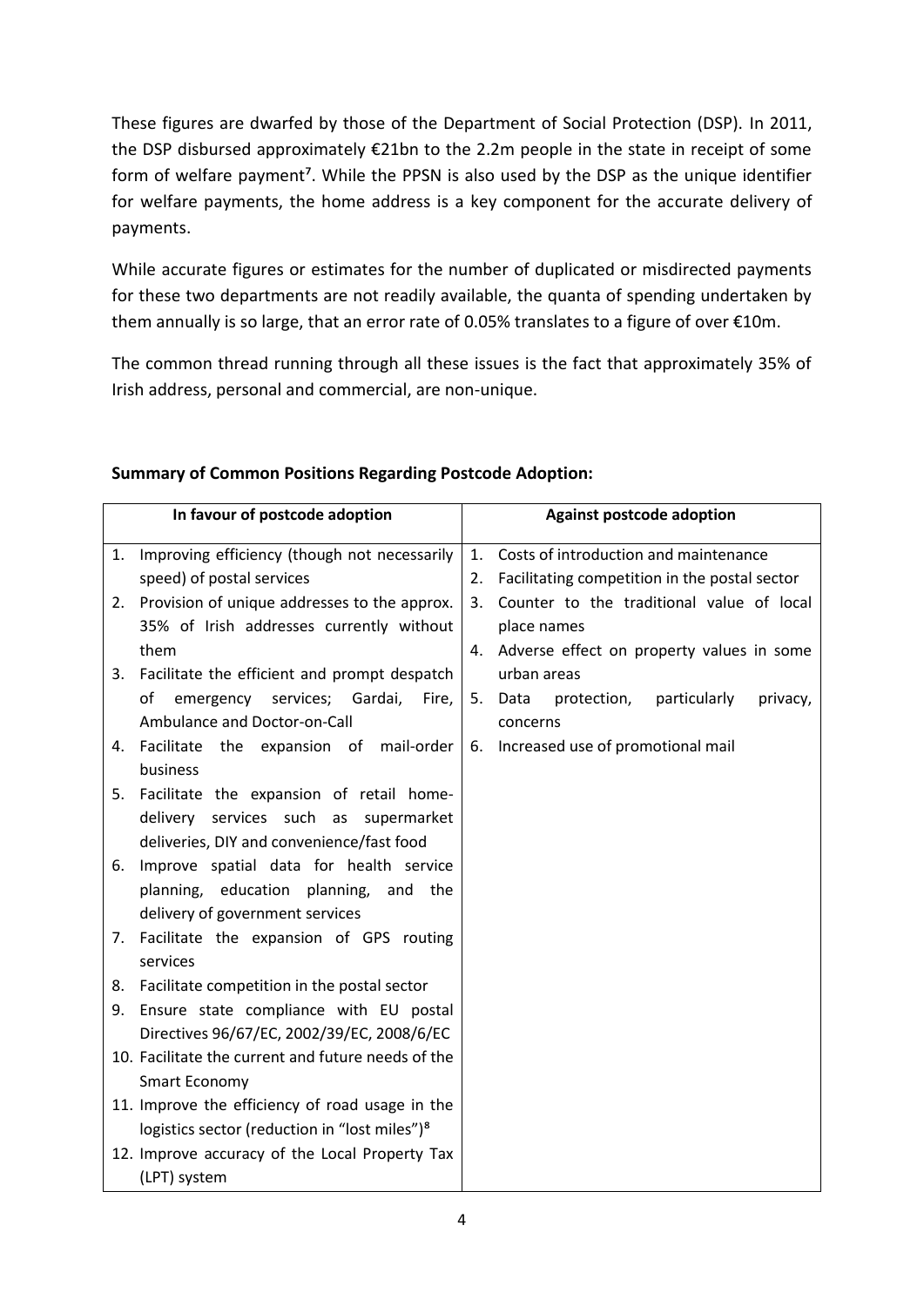These figures are dwarfed by those of the Department of Social Protection (DSP). In 2011, the DSP disbursed approximately €21bn to the 2.2m people in the state in receipt of some form of welfare payment[7]. While the PPSN is also used by the DSP as the unique identifier for welfare payments, the home address is a key component for the accurate delivery of payments.

While accurate figures or estimates for the number of duplicated or misdirected payments for these two departments are not readily available, the quanta of spending undertaken by them annually is so large, that an error rate of 0.05% translates to a figure of over €10m.

The common thread running through all these issues is the fact that approximately 35% of Irish address, personal and commercial, are non-unique.

**Summary of Common Positions Regarding Postcode Adoption:**

| In favour of postcode adoption | Against postcode adoption |
|---|---|
| 1. Improving efficiency (though not necessarily speed) of postal services | 1. Costs of introduction and maintenance |
| 2. Provision of unique addresses to the approx. 35% of Irish addresses currently without them | 2. Facilitating competition in the postal sector |
| 3. Facilitate the efficient and prompt despatch of emergency services; Gardai, Fire, Ambulance and Doctor-on-Call | 3. Counter to the traditional value of local place names |
| 4. Facilitate the expansion of mail-order business | 4. Adverse effect on property values in some urban areas |
| 5. Facilitate the expansion of retail home-delivery services such as supermarket deliveries, DIY and convenience/fast food | 5. Data protection, particularly privacy, concerns |
| 6. Improve spatial data for health service planning, education planning, and the delivery of government services | 6. Increased use of promotional mail |
| 7. Facilitate the expansion of GPS routing services | |
| 8. Facilitate competition in the postal sector | |
| 9. Ensure state compliance with EU postal Directives 96/67/EC, 2002/39/EC, 2008/6/EC | |
| 10. Facilitate the current and future needs of the Smart Economy | |
| 11. Improve the efficiency of road usage in the logistics sector (reduction in "lost miles")[8] | |
| 12. Improve accuracy of the Local Property Tax (LPT) system | |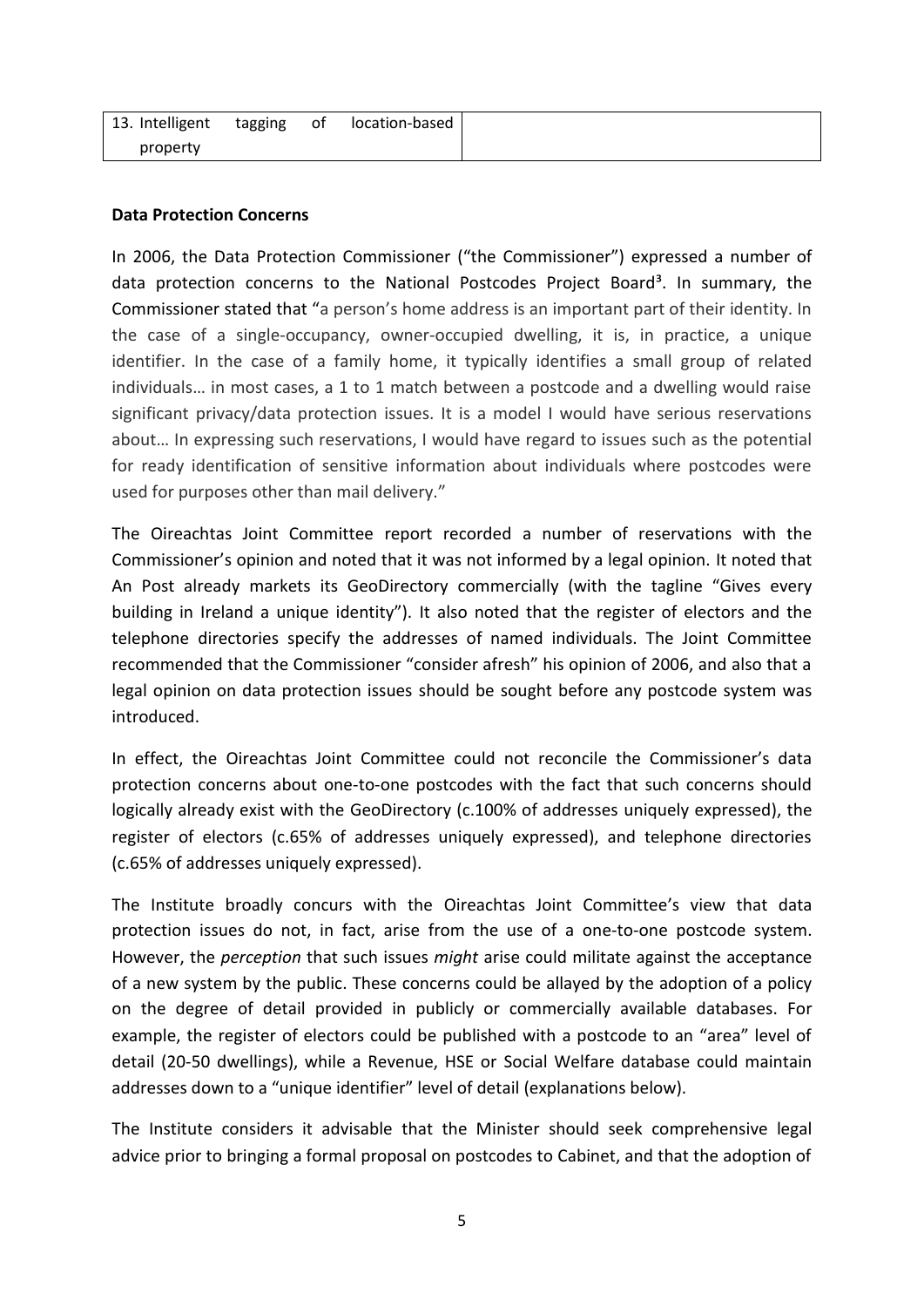| 13. Intelligent tagging of location-based property | |
|---|---|

**Data Protection Concerns**

In 2006, the Data Protection Commissioner ("the Commissioner") expressed a number of data protection concerns to the National Postcodes Project Board[3]. In summary, the Commissioner stated that "a person's home address is an important part of their identity. In the case of a single-occupancy, owner-occupied dwelling, it is, in practice, a unique identifier. In the case of a family home, it typically identifies a small group of related individuals… in most cases, a 1 to 1 match between a postcode and a dwelling would raise significant privacy/data protection issues. It is a model I would have serious reservations about… In expressing such reservations, I would have regard to issues such as the potential for ready identification of sensitive information about individuals where postcodes were used for purposes other than mail delivery."

The Oireachtas Joint Committee report recorded a number of reservations with the Commissioner's opinion and noted that it was not informed by a legal opinion. It noted that An Post already markets its GeoDirectory commercially (with the tagline "Gives every building in Ireland a unique identity"). It also noted that the register of electors and the telephone directories specify the addresses of named individuals. The Joint Committee recommended that the Commissioner "consider afresh" his opinion of 2006, and also that a legal opinion on data protection issues should be sought before any postcode system was introduced.

In effect, the Oireachtas Joint Committee could not reconcile the Commissioner's data protection concerns about one-to-one postcodes with the fact that such concerns should logically already exist with the GeoDirectory (c.100% of addresses uniquely expressed), the register of electors (c.65% of addresses uniquely expressed), and telephone directories (c.65% of addresses uniquely expressed).

The Institute broadly concurs with the Oireachtas Joint Committee's view that data protection issues do not, in fact, arise from the use of a one-to-one postcode system. However, the *perception* that such issues *might* arise could militate against the acceptance of a new system by the public. These concerns could be allayed by the adoption of a policy on the degree of detail provided in publicly or commercially available databases. For example, the register of electors could be published with a postcode to an "area" level of detail (20-50 dwellings), while a Revenue, HSE or Social Welfare database could maintain addresses down to a "unique identifier" level of detail (explanations below).

The Institute considers it advisable that the Minister should seek comprehensive legal advice prior to bringing a formal proposal on postcodes to Cabinet, and that the adoption of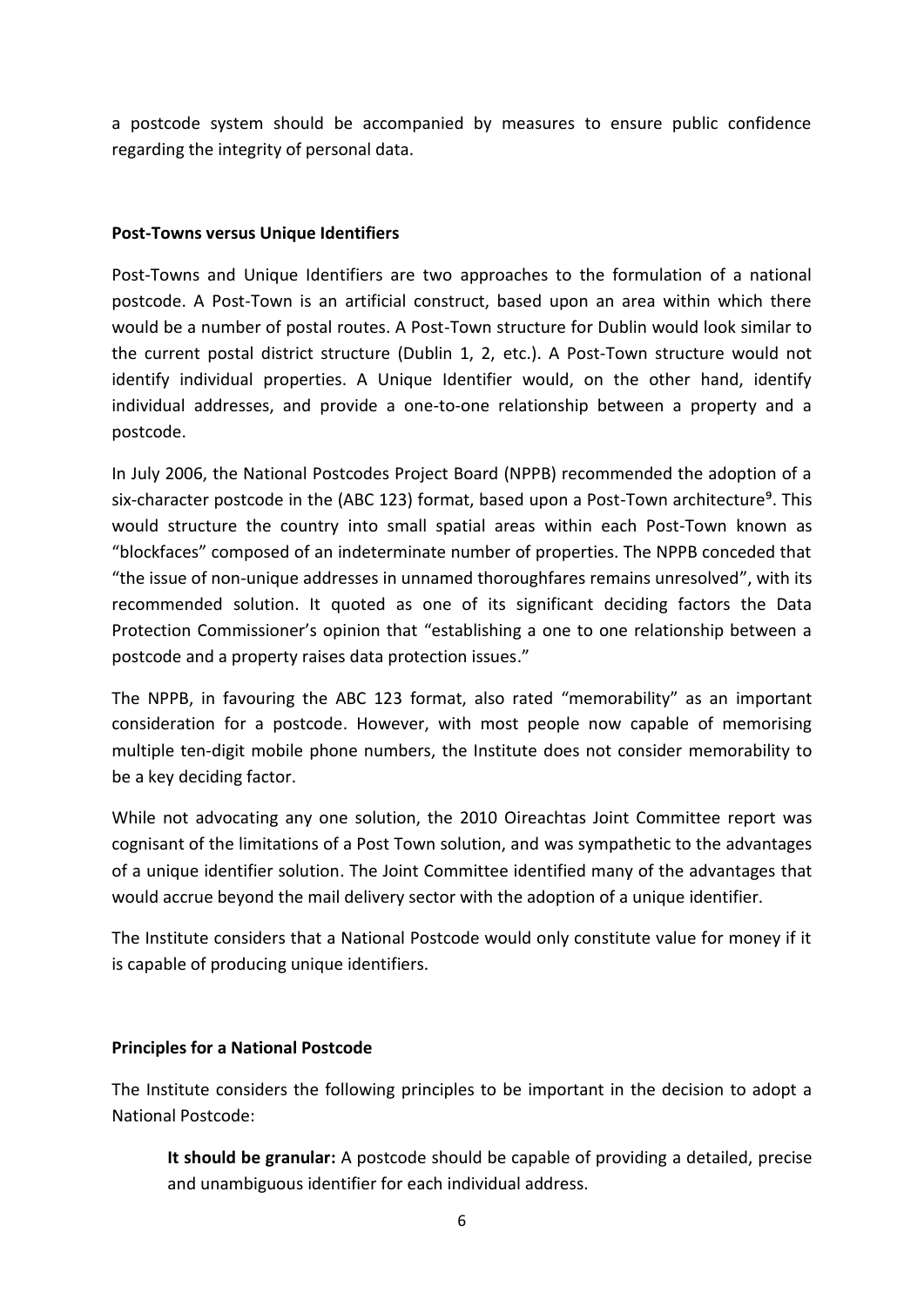a postcode system should be accompanied by measures to ensure public confidence regarding the integrity of personal data.

**Post-Towns versus Unique Identifiers**

Post-Towns and Unique Identifiers are two approaches to the formulation of a national postcode. A Post-Town is an artificial construct, based upon an area within which there would be a number of postal routes. A Post-Town structure for Dublin would look similar to the current postal district structure (Dublin 1, 2, etc.). A Post-Town structure would not identify individual properties. A Unique Identifier would, on the other hand, identify individual addresses, and provide a one-to-one relationship between a property and a postcode.

In July 2006, the National Postcodes Project Board (NPPB) recommended the adoption of a six-character postcode in the (ABC 123) format, based upon a Post-Town architecture[9]. This would structure the country into small spatial areas within each Post-Town known as "blockfaces" composed of an indeterminate number of properties. The NPPB conceded that "the issue of non-unique addresses in unnamed thoroughfares remains unresolved", with its recommended solution. It quoted as one of its significant deciding factors the Data Protection Commissioner's opinion that "establishing a one to one relationship between a postcode and a property raises data protection issues."

The NPPB, in favouring the ABC 123 format, also rated "memorability" as an important consideration for a postcode. However, with most people now capable of memorising multiple ten-digit mobile phone numbers, the Institute does not consider memorability to be a key deciding factor.

While not advocating any one solution, the 2010 Oireachtas Joint Committee report was cognisant of the limitations of a Post Town solution, and was sympathetic to the advantages of a unique identifier solution. The Joint Committee identified many of the advantages that would accrue beyond the mail delivery sector with the adoption of a unique identifier.

The Institute considers that a National Postcode would only constitute value for money if it is capable of producing unique identifiers.

**Principles for a National Postcode**

The Institute considers the following principles to be important in the decision to adopt a National Postcode:

> **It should be granular:** A postcode should be capable of providing a detailed, precise and unambiguous identifier for each individual address.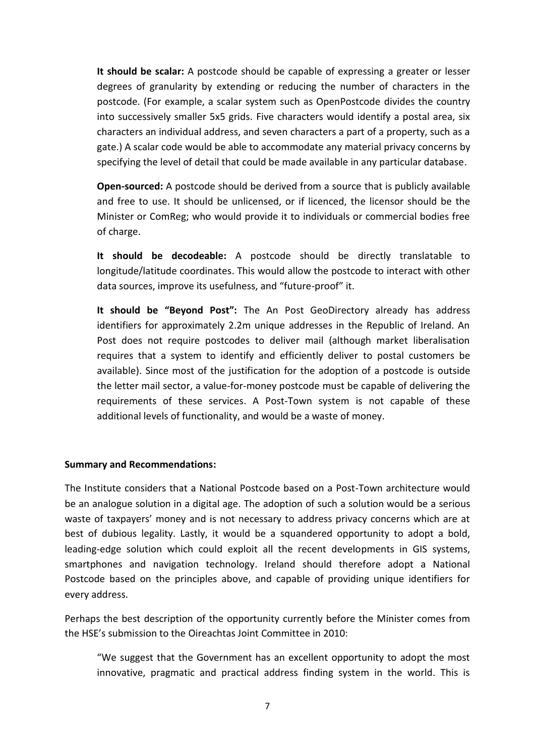**It should be scalar:** A postcode should be capable of expressing a greater or lesser degrees of granularity by extending or reducing the number of characters in the postcode. (For example, a scalar system such as OpenPostcode divides the country into successively smaller 5x5 grids. Five characters would identify a postal area, six characters an individual address, and seven characters a part of a property, such as a gate.) A scalar code would be able to accommodate any material privacy concerns by specifying the level of detail that could be made available in any particular database.

**Open-sourced:** A postcode should be derived from a source that is publicly available and free to use. It should be unlicensed, or if licenced, the licensor should be the Minister or ComReg; who would provide it to individuals or commercial bodies free of charge.

**It should be decodeable:** A postcode should be directly translatable to longitude/latitude coordinates. This would allow the postcode to interact with other data sources, improve its usefulness, and "future-proof" it.

**It should be "Beyond Post":** The An Post GeoDirectory already has address identifiers for approximately 2.2m unique addresses in the Republic of Ireland. An Post does not require postcodes to deliver mail (although market liberalisation requires that a system to identify and efficiently deliver to postal customers be available). Since most of the justification for the adoption of a postcode is outside the letter mail sector, a value-for-money postcode must be capable of delivering the requirements of these services. A Post-Town system is not capable of these additional levels of functionality, and would be a waste of money.

**Summary and Recommendations:**

The Institute considers that a National Postcode based on a Post-Town architecture would be an analogue solution in a digital age. The adoption of such a solution would be a serious waste of taxpayers' money and is not necessary to address privacy concerns which are at best of dubious legality. Lastly, it would be a squandered opportunity to adopt a bold, leading-edge solution which could exploit all the recent developments in GIS systems, smartphones and navigation technology. Ireland should therefore adopt a National Postcode based on the principles above, and capable of providing unique identifiers for every address.

Perhaps the best description of the opportunity currently before the Minister comes from the HSE's submission to the Oireachtas Joint Committee in 2010:

> "We suggest that the Government has an excellent opportunity to adopt the most innovative, pragmatic and practical address finding system in the world. This is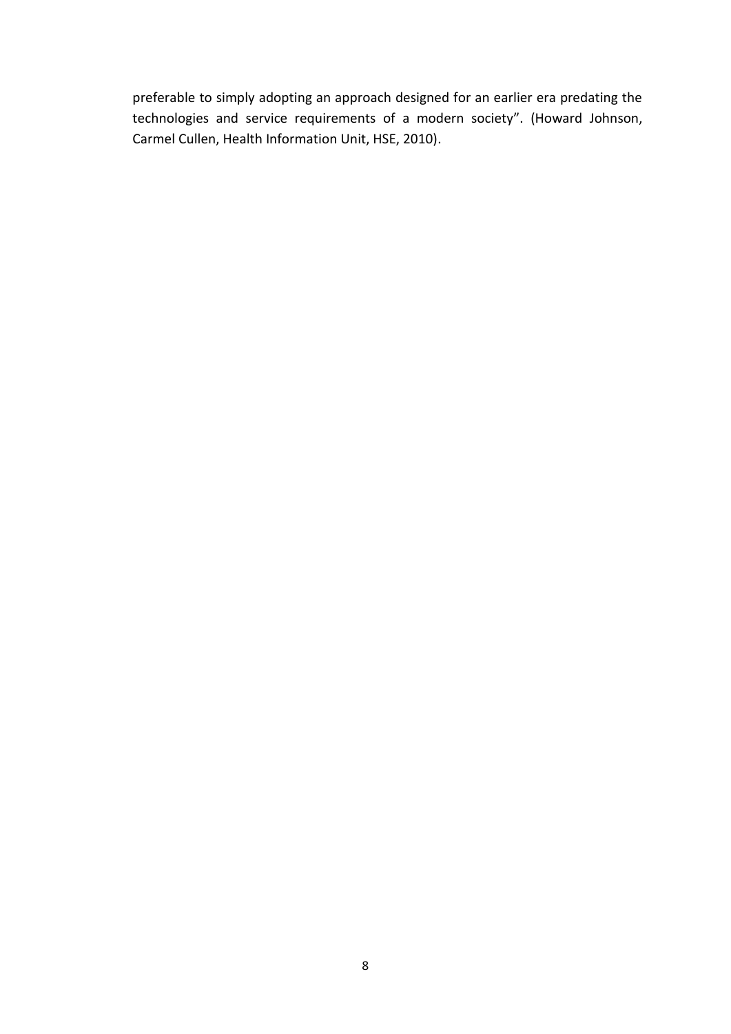preferable to simply adopting an approach designed for an earlier era predating the technologies and service requirements of a modern society". (Howard Johnson, Carmel Cullen, Health Information Unit, HSE, 2010).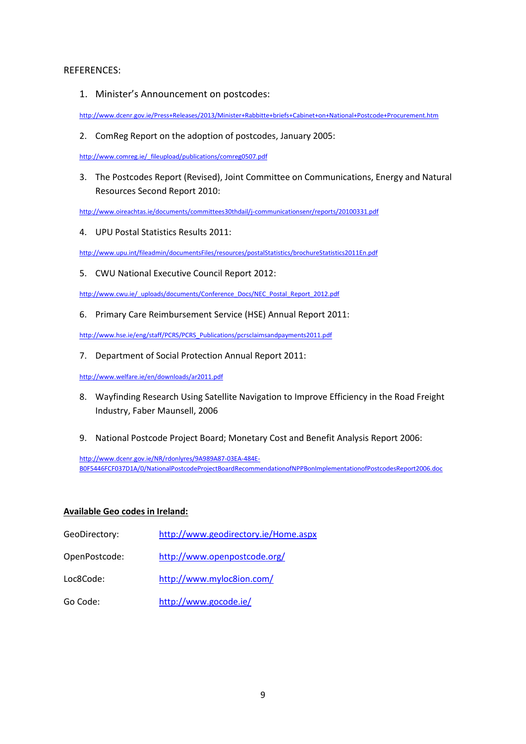REFERENCES:

1. Minister's Announcement on postcodes:

http://www.dcenr.gov.ie/Press+Releases/2013/Minister+Rabbitte+briefs+Cabinet+on+National+Postcode+Procurement.htm

2. ComReg Report on the adoption of postcodes, January 2005:

http://www.comreg.ie/_fileupload/publications/comreg0507.pdf

3. The Postcodes Report (Revised), Joint Committee on Communications, Energy and Natural Resources Second Report 2010:

http://www.oireachtas.ie/documents/committees30thdail/j-communicationsenr/reports/20100331.pdf

4. UPU Postal Statistics Results 2011:

http://www.upu.int/fileadmin/documentsFiles/resources/postalStatistics/brochureStatistics2011En.pdf

5. CWU National Executive Council Report 2012:

http://www.cwu.ie/_uploads/documents/Conference_Docs/NEC_Postal_Report_2012.pdf

6. Primary Care Reimbursement Service (HSE) Annual Report 2011:

http://www.hse.ie/eng/staff/PCRS/PCRS_Publications/pcrsclaimsandpayments2011.pdf

7. Department of Social Protection Annual Report 2011:

http://www.welfare.ie/en/downloads/ar2011.pdf

8. Wayfinding Research Using Satellite Navigation to Improve Efficiency in the Road Freight Industry, Faber Maunsell, 2006

9. National Postcode Project Board; Monetary Cost and Benefit Analysis Report 2006:

http://www.dcenr.gov.ie/NR/rdonlyres/9A989A87-03EA-484E-B0F5446FCF037D1A/0/NationalPostcodeProjectBoardRecommendationofNPPBonImplementationofPostcodesReport2006.doc

**Available Geo codes in Ireland:**

GeoDirectory: http://www.geodirectory.ie/Home.aspx

OpenPostcode: http://www.openpostcode.org/

Loc8Code: http://www.myloc8ion.com/

Go Code: http://www.gocode.ie/